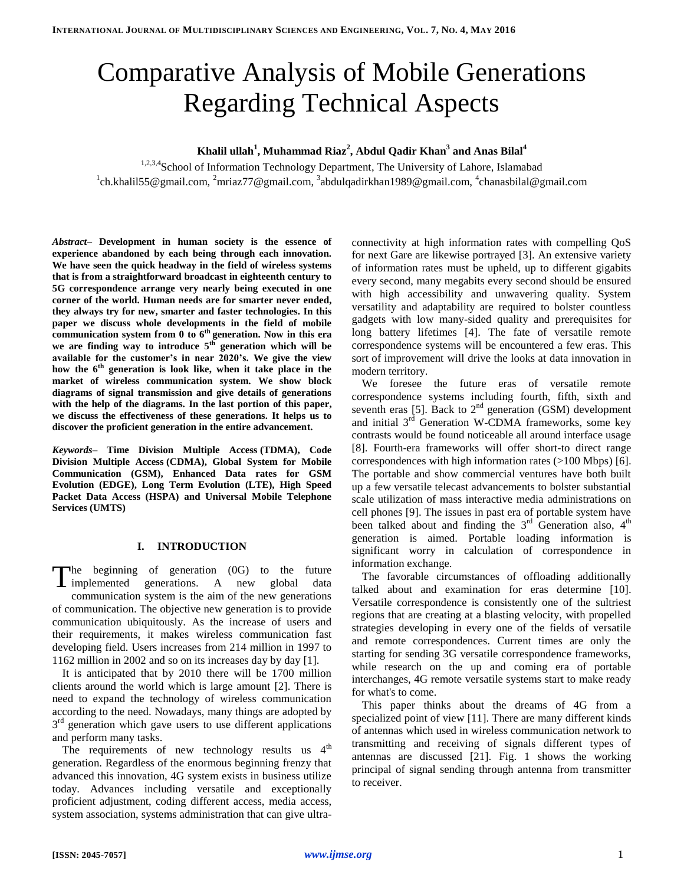# Comparative Analysis of Mobile Generations Regarding Technical Aspects

**Khalil ullah[1], Muhammad Riaz[2], Abdul Qadir Khan[3] and Anas Bilal[4]**

[1,2,3,4]School of Information Technology Department, The University of Lahore, Islamabad
[1]ch.khalil55@gmail.com, [2]mriaz77@gmail.com, [3]abdulqadirkhan1989@gmail.com, [4]chanasbilal@gmail.com

***Abstract*– Development in human society is the essence of experience abandoned by each being through each innovation. We have seen the quick headway in the field of wireless systems that is from a straightforward broadcast in eighteenth century to 5G correspondence arrange very nearly being executed in one corner of the world. Human needs are for smarter never ended, they always try for new, smarter and faster technologies. In this paper we discuss whole developments in the field of mobile communication system from 0 to 6th generation. Now in this era we are finding way to introduce 5th generation which will be available for the customer's in near 2020's. We give the view how the 6th generation is look like, when it take place in the market of wireless communication system. We show block diagrams of signal transmission and give details of generations with the help of the diagrams. In the last portion of this paper, we discuss the effectiveness of these generations. It helps us to discover the proficient generation in the entire advancement.**

***Keywords*– Time Division Multiple Access (TDMA), Code Division Multiple Access (CDMA), Global System for Mobile Communication (GSM), Enhanced Data rates for GSM Evolution (EDGE), Long Term Evolution (LTE), High Speed Packet Data Access (HSPA) and Universal Mobile Telephone Services (UMTS)**

## I. INTRODUCTION

The beginning of generation (0G) to the future implemented generations. A new global data communication system is the aim of the new generations of communication. The objective new generation is to provide communication ubiquitously. As the increase of users and their requirements, it makes wireless communication fast developing field. Users increases from 214 million in 1997 to 1162 million in 2002 and so on its increases day by day [1].

It is anticipated that by 2010 there will be 1700 million clients around the world which is large amount [2]. There is need to expand the technology of wireless communication according to the need. Nowadays, many things are adopted by 3rd generation which gave users to use different applications and perform many tasks.

The requirements of new technology results us 4th generation. Regardless of the enormous beginning frenzy that advanced this innovation, 4G system exists in business utilize today. Advances including versatile and exceptionally proficient adjustment, coding different access, media access, system association, systems administration that can give ultra-connectivity at high information rates with compelling QoS for next Gare are likewise portrayed [3]. An extensive variety of information rates must be upheld, up to different gigabits every second, many megabits every second should be ensured with high accessibility and unwavering quality. System versatility and adaptability are required to bolster countless gadgets with low many-sided quality and prerequisites for long battery lifetimes [4]. The fate of versatile remote correspondence systems will be encountered a few eras. This sort of improvement will drive the looks at data innovation in modern territory.

We foresee the future eras of versatile remote correspondence systems including fourth, fifth, sixth and seventh eras [5]. Back to 2nd generation (GSM) development and initial 3rd Generation W-CDMA frameworks, some key contrasts would be found noticeable all around interface usage [8]. Fourth-era frameworks will offer short-to direct range correspondences with high information rates (>100 Mbps) [6]. The portable and show commercial ventures have both built up a few versatile telecast advancements to bolster substantial scale utilization of mass interactive media administrations on cell phones [9]. The issues in past era of portable system have been talked about and finding the 3rd Generation also, 4th generation is aimed. Portable loading information is significant worry in calculation of correspondence in information exchange.

The favorable circumstances of offloading additionally talked about and examination for eras determine [10]. Versatile correspondence is consistently one of the sultriest regions that are creating at a blasting velocity, with propelled strategies developing in every one of the fields of versatile and remote correspondences. Current times are only the starting for sending 3G versatile correspondence frameworks, while research on the up and coming era of portable interchanges, 4G remote versatile systems start to make ready for what's to come.

This paper thinks about the dreams of 4G from a specialized point of view [11]. There are many different kinds of antennas which used in wireless communication network to transmitting and receiving of signals different types of antennas are discussed [21]. Fig. 1 shows the working principal of signal sending through antenna from transmitter to receiver.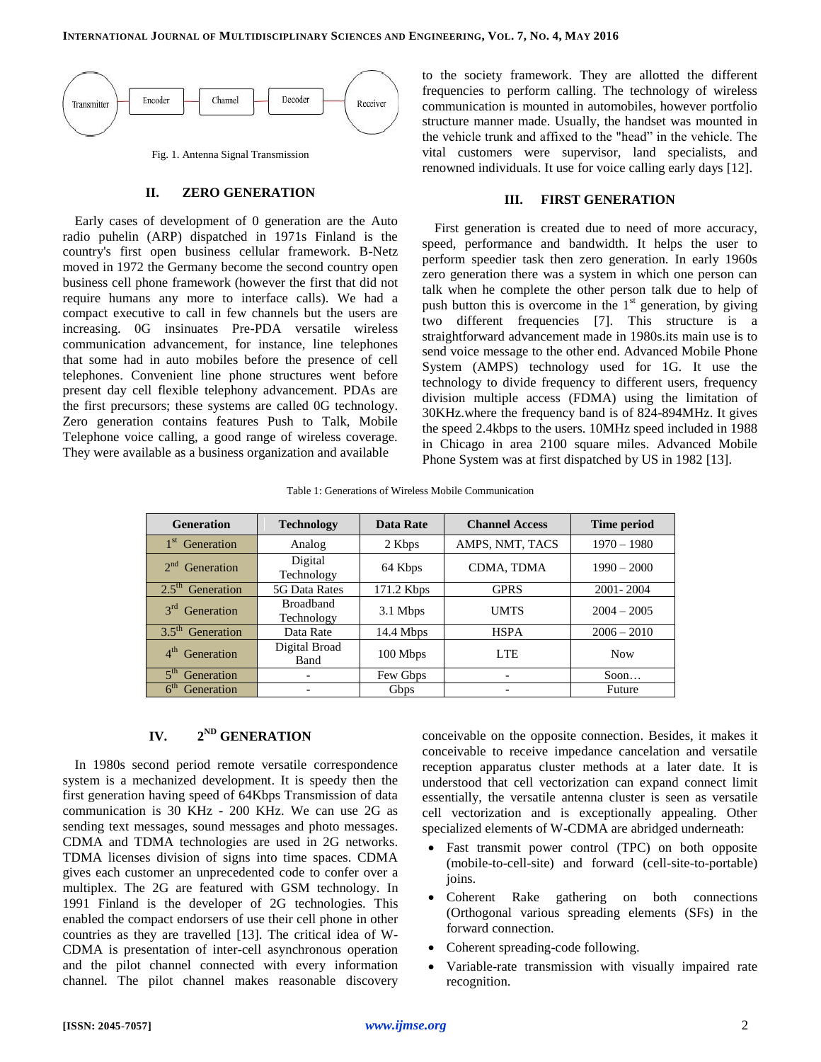Transmitter → Encoder → Channel → Decoder → Receiver

Fig. 1. Antenna Signal Transmission

## II. ZERO GENERATION

Early cases of development of 0 generation are the Auto radio puhelin (ARP) dispatched in 1971s Finland is the country's first open business cellular framework. B-Netz moved in 1972 the Germany become the second country open business cell phone framework (however the first that did not require humans any more to interface calls). We had a compact executive to call in few channels but the users are increasing. 0G insinuates Pre-PDA versatile wireless communication advancement, for instance, line telephones that some had in auto mobiles before the presence of cell telephones. Convenient line phone structures went before present day cell flexible telephony advancement. PDAs are the first precursors; these systems are called 0G technology. Zero generation contains features Push to Talk, Mobile Telephone voice calling, a good range of wireless coverage. They were available as a business organization and available to the society framework. They are allotted the different frequencies to perform calling. The technology of wireless communication is mounted in automobiles, however portfolio structure manner made. Usually, the handset was mounted in the vehicle trunk and affixed to the "head" in the vehicle. The vital customers were supervisor, land specialists, and renowned individuals. It use for voice calling early days [12].

## III. FIRST GENERATION

First generation is created due to need of more accuracy, speed, performance and bandwidth. It helps the user to perform speedier task then zero generation. In early 1960s zero generation there was a system in which one person can talk when he complete the other person talk due to help of push button this is overcome in the 1st generation, by giving two different frequencies [7]. This structure is a straightforward advancement made in 1980s.its main use is to send voice message to the other end. Advanced Mobile Phone System (AMPS) technology used for 1G. It use the technology to divide frequency to different users, frequency division multiple access (FDMA) using the limitation of 30KHz.where the frequency band is of 824-894MHz. It gives the speed 2.4kbps to the users. 10MHz speed included in 1988 in Chicago in area 2100 square miles. Advanced Mobile Phone System was at first dispatched by US in 1982 [13].

Table 1: Generations of Wireless Mobile Communication

| Generation | Technology | Data Rate | Channel Access | Time period |
|---|---|---|---|---|
| 1st Generation | Analog | 2 Kbps | AMPS, NMT, TACS | 1970 – 1980 |
| 2nd Generation | Digital Technology | 64 Kbps | CDMA, TDMA | 1990 – 2000 |
| 2.5th Generation | 5G Data Rates | 171.2 Kbps | GPRS | 2001- 2004 |
| 3rd Generation | Broadband Technology | 3.1 Mbps | UMTS | 2004 – 2005 |
| 3.5th Generation | Data Rate | 14.4 Mbps | HSPA | 2006 – 2010 |
| 4th Generation | Digital Broad Band | 100 Mbps | LTE | Now |
| 5th Generation | - | Few Gbps | - | Soon… |
| 6th Generation | - | Gbps | - | Future |

## IV. 2ND GENERATION

In 1980s second period remote versatile correspondence system is a mechanized development. It is speedy then the first generation having speed of 64Kbps Transmission of data communication is 30 KHz - 200 KHz. We can use 2G as sending text messages, sound messages and photo messages. CDMA and TDMA technologies are used in 2G networks. TDMA licenses division of signs into time spaces. CDMA gives each customer an unprecedented code to confer over a multiplex. The 2G are featured with GSM technology. In 1991 Finland is the developer of 2G technologies. This enabled the compact endorsers of use their cell phone in other countries as they are travelled [13]. The critical idea of W-CDMA is presentation of inter-cell asynchronous operation and the pilot channel connected with every information channel. The pilot channel makes reasonable discovery conceivable on the opposite connection. Besides, it makes it conceivable to receive impedance cancelation and versatile reception apparatus cluster methods at a later date. It is understood that cell vectorization can expand connect limit essentially, the versatile antenna cluster is seen as versatile cell vectorization and is exceptionally appealing. Other specialized elements of W-CDMA are abridged underneath:

- Fast transmit power control (TPC) on both opposite (mobile-to-cell-site) and forward (cell-site-to-portable) joins.
- Coherent Rake gathering on both connections (Orthogonal various spreading elements (SFs) in the forward connection.
- Coherent spreading-code following.
- Variable-rate transmission with visually impaired rate recognition.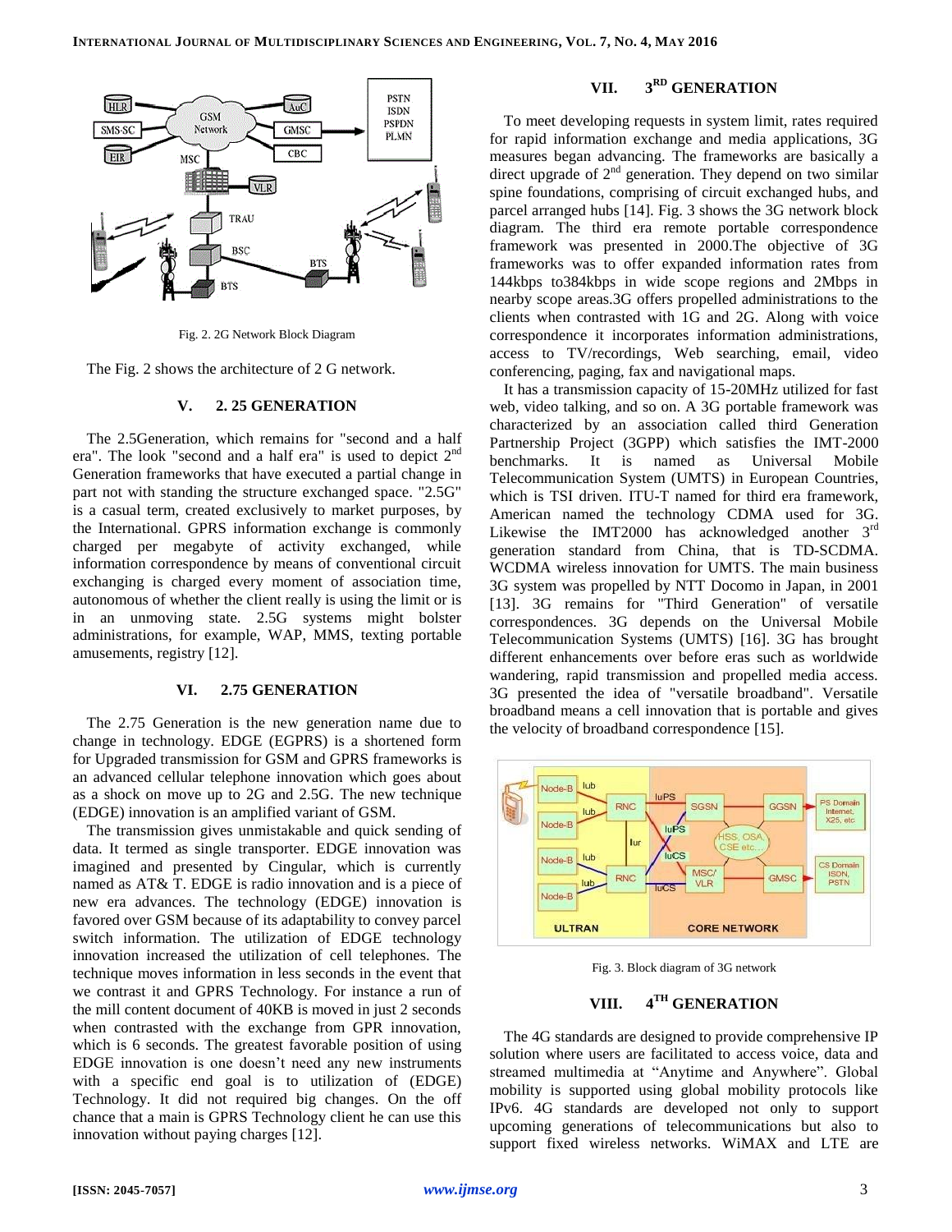Fig. 2. 2G Network Block Diagram

The Fig. 2 shows the architecture of 2 G network.

## V. 2. 25 GENERATION

The 2.5Generation, which remains for "second and a half era". The look "second and a half era" is used to depict 2nd Generation frameworks that have executed a partial change in part not with standing the structure exchanged space. "2.5G" is a casual term, created exclusively to market purposes, by the International. GPRS information exchange is commonly charged per megabyte of activity exchanged, while information correspondence by means of conventional circuit exchanging is charged every moment of association time, autonomous of whether the client really is using the limit or is in an unmoving state. 2.5G systems might bolster administrations, for example, WAP, MMS, texting portable amusements, registry [12].

## VI. 2.75 GENERATION

The 2.75 Generation is the new generation name due to change in technology. EDGE (EGPRS) is a shortened form for Upgraded transmission for GSM and GPRS frameworks is an advanced cellular telephone innovation which goes about as a shock on move up to 2G and 2.5G. The new technique (EDGE) innovation is an amplified variant of GSM.

The transmission gives unmistakable and quick sending of data. It termed as single transporter. EDGE innovation was imagined and presented by Cingular, which is currently named as AT& T. EDGE is radio innovation and is a piece of new era advances. The technology (EDGE) innovation is favored over GSM because of its adaptability to convey parcel switch information. The utilization of EDGE technology innovation increased the utilization of cell telephones. The technique moves information in less seconds in the event that we contrast it and GPRS Technology. For instance a run of the mill content document of 40KB is moved in just 2 seconds when contrasted with the exchange from GPR innovation, which is 6 seconds. The greatest favorable position of using EDGE innovation is one doesn't need any new instruments with a specific end goal is to utilization of (EDGE) Technology. It did not required big changes. On the off chance that a main is GPRS Technology client he can use this innovation without paying charges [12].

## VII. 3RD GENERATION

To meet developing requests in system limit, rates required for rapid information exchange and media applications, 3G measures began advancing. The frameworks are basically a direct upgrade of 2nd generation. They depend on two similar spine foundations, comprising of circuit exchanged hubs, and parcel arranged hubs [14]. Fig. 3 shows the 3G network block diagram. The third era remote portable correspondence framework was presented in 2000.The objective of 3G frameworks was to offer expanded information rates from 144kbps to384kbps in wide scope regions and 2Mbps in nearby scope areas.3G offers propelled administrations to the clients when contrasted with 1G and 2G. Along with voice correspondence it incorporates information administrations, access to TV/recordings, Web searching, email, video conferencing, paging, fax and navigational maps.

It has a transmission capacity of 15-20MHz utilized for fast web, video talking, and so on. A 3G portable framework was characterized by an association called third Generation Partnership Project (3GPP) which satisfies the IMT-2000 benchmarks. It is named as Universal Mobile Telecommunication System (UMTS) in European Countries, which is TSI driven. ITU-T named for third era framework, American named the technology CDMA used for 3G. Likewise the IMT2000 has acknowledged another 3rd generation standard from China, that is TD-SCDMA. WCDMA wireless innovation for UMTS. The main business 3G system was propelled by NTT Docomo in Japan, in 2001 [13]. 3G remains for "Third Generation" of versatile correspondences. 3G depends on the Universal Mobile Telecommunication Systems (UMTS) [16]. 3G has brought different enhancements over before eras such as worldwide wandering, rapid transmission and propelled media access. 3G presented the idea of "versatile broadband". Versatile broadband means a cell innovation that is portable and gives the velocity of broadband correspondence [15].

Fig. 3. Block diagram of 3G network

## VIII. 4TH GENERATION

The 4G standards are designed to provide comprehensive IP solution where users are facilitated to access voice, data and streamed multimedia at "Anytime and Anywhere". Global mobility is supported using global mobility protocols like IPv6. 4G standards are developed not only to support upcoming generations of telecommunications but also to support fixed wireless networks. WiMAX and LTE are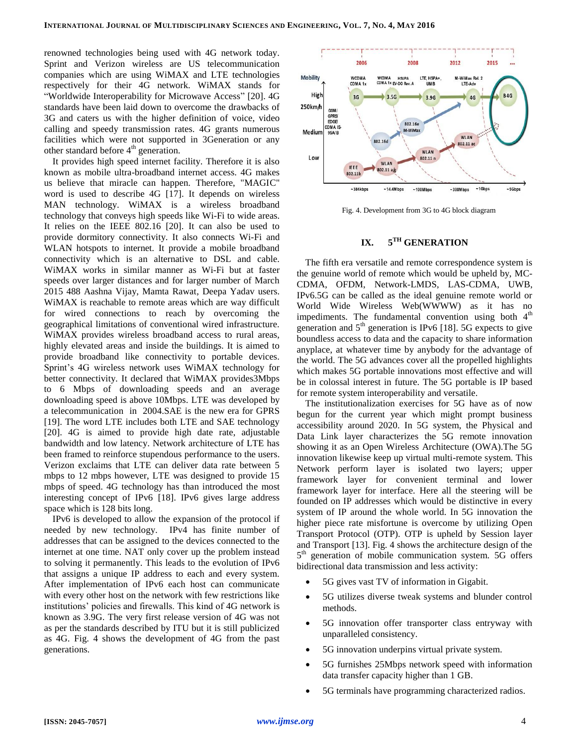renowned technologies being used with 4G network today. Sprint and Verizon wireless are US telecommunication companies which are using WiMAX and LTE technologies respectively for their 4G network. WiMAX stands for "Worldwide Interoperability for Microwave Access" [20]. 4G standards have been laid down to overcome the drawbacks of 3G and caters us with the higher definition of voice, video calling and speedy transmission rates. 4G grants numerous facilities which were not supported in 3Generation or any other standard before 4th generation.

It provides high speed internet facility. Therefore it is also known as mobile ultra-broadband internet access. 4G makes us believe that miracle can happen. Therefore, "MAGIC" word is used to describe 4G [17]. It depends on wireless MAN technology. WiMAX is a wireless broadband technology that conveys high speeds like Wi-Fi to wide areas. It relies on the IEEE 802.16 [20]. It can also be used to provide dormitory connectivity. It also connects Wi-Fi and WLAN hotspots to internet. It provide a mobile broadband connectivity which is an alternative to DSL and cable. WiMAX works in similar manner as Wi-Fi but at faster speeds over larger distances and for larger number of March 2015 488 Aashna Vijay, Mamta Rawat, Deepa Yadav users. WiMAX is reachable to remote areas which are way difficult for wired connections to reach by overcoming the geographical limitations of conventional wired infrastructure. WiMAX provides wireless broadband access to rural areas, highly elevated areas and inside the buildings. It is aimed to provide broadband like connectivity to portable devices. Sprint's 4G wireless network uses WiMAX technology for better connectivity. It declared that WiMAX provides3Mbps to 6 Mbps of downloading speeds and an average downloading speed is above 10Mbps. LTE was developed by a telecommunication in 2004.SAE is the new era for GPRS [19]. The word LTE includes both LTE and SAE technology [20]. 4G is aimed to provide high date rate, adjustable bandwidth and low latency. Network architecture of LTE has been framed to reinforce stupendous performance to the users. Verizon exclaims that LTE can deliver data rate between 5 mbps to 12 mbps however, LTE was designed to provide 15 mbps of speed. 4G technology has than introduced the most interesting concept of IPv6 [18]. IPv6 gives large address space which is 128 bits long.

IPv6 is developed to allow the expansion of the protocol if needed by new technology. IPv4 has finite number of addresses that can be assigned to the devices connected to the internet at one time. NAT only cover up the problem instead to solving it permanently. This leads to the evolution of IPv6 that assigns a unique IP address to each and every system. After implementation of IPv6 each host can communicate with every other host on the network with few restrictions like institutions' policies and firewalls. This kind of 4G network is known as 3.9G. The very first release version of 4G was not as per the standards described by ITU but it is still publicized as 4G. Fig. 4 shows the development of 4G from the past generations.

Fig. 4. Development from 3G to 4G block diagram

## IX. 5TH GENERATION

The fifth era versatile and remote correspondence system is the genuine world of remote which would be upheld by, MC-CDMA, OFDM, Network-LMDS, LAS-CDMA, UWB, IPv6.5G can be called as the ideal genuine remote world or World Wide Wireless Web(WWWW) as it has no impediments. The fundamental convention using both 4th generation and 5th generation is IPv6 [18]. 5G expects to give boundless access to data and the capacity to share information anyplace, at whatever time by anybody for the advantage of the world. The 5G advances cover all the propelled highlights which makes 5G portable innovations most effective and will be in colossal interest in future. The 5G portable is IP based for remote system interoperability and versatile.

The institutionalization exercises for 5G have as of now begun for the current year which might prompt business accessibility around 2020. In 5G system, the Physical and Data Link layer characterizes the 5G remote innovation showing it as an Open Wireless Architecture (OWA).The 5G innovation likewise keep up virtual multi-remote system. This Network perform layer is isolated two layers; upper framework layer for convenient terminal and lower framework layer for interface. Here all the steering will be founded on IP addresses which would be distinctive in every system of IP around the whole world. In 5G innovation the higher piece rate misfortune is overcome by utilizing Open Transport Protocol (OTP). OTP is upheld by Session layer and Transport [13]. Fig. 4 shows the architecture design of the 5th generation of mobile communication system. 5G offers bidirectional data transmission and less activity:

- 5G gives vast TV of information in Gigabit.
- 5G utilizes diverse tweak systems and blunder control methods.
- 5G innovation offer transporter class entryway with unparalleled consistency.
- 5G innovation underpins virtual private system.
- 5G furnishes 25Mbps network speed with information data transfer capacity higher than 1 GB.
- 5G terminals have programming characterized radios.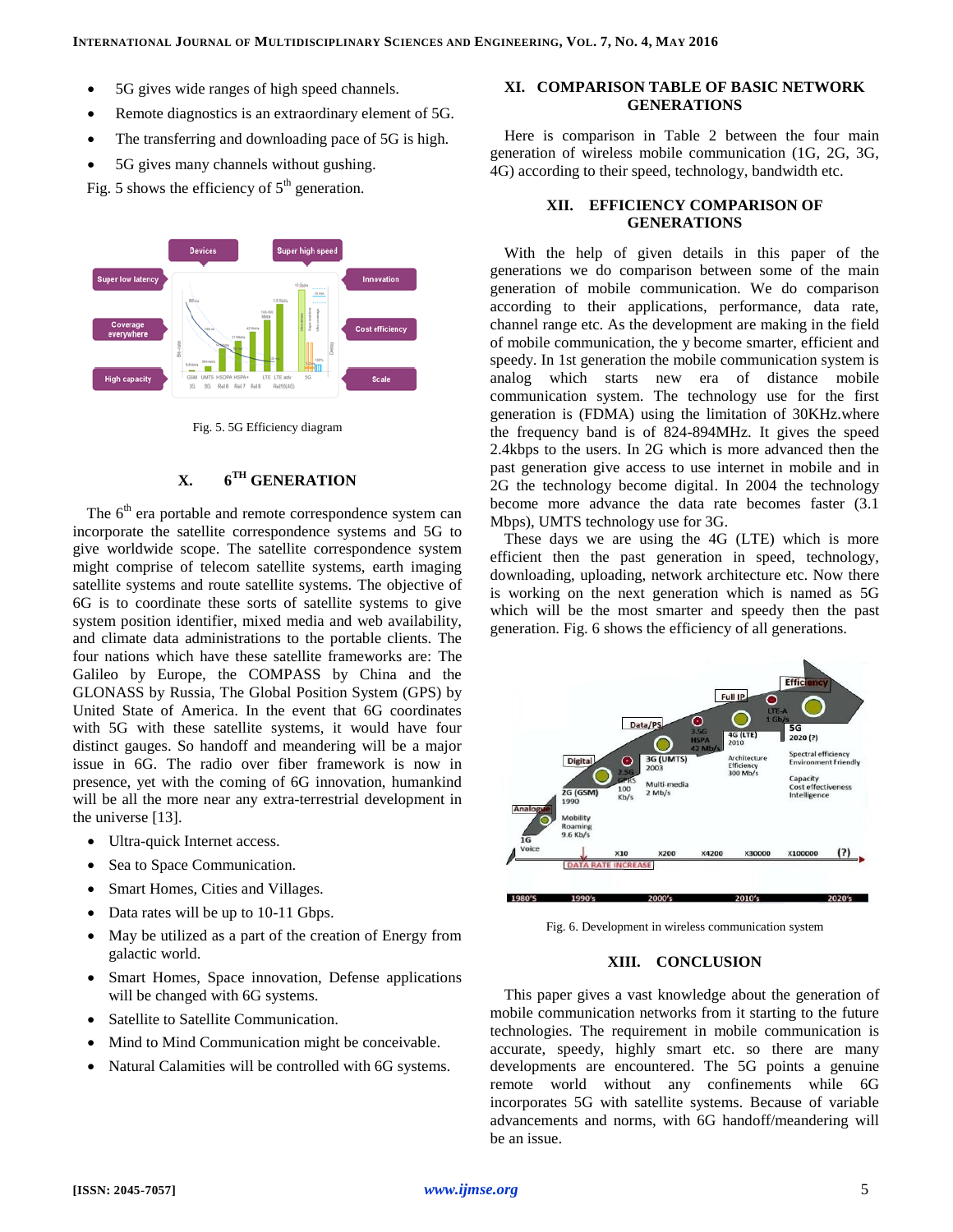- 5G gives wide ranges of high speed channels.
- Remote diagnostics is an extraordinary element of 5G.
- The transferring and downloading pace of 5G is high.
- 5G gives many channels without gushing.

Fig. 5 shows the efficiency of 5th generation.

Fig. 5. 5G Efficiency diagram

## X. 6TH GENERATION

The 6th era portable and remote correspondence system can incorporate the satellite correspondence systems and 5G to give worldwide scope. The satellite correspondence system might comprise of telecom satellite systems, earth imaging satellite systems and route satellite systems. The objective of 6G is to coordinate these sorts of satellite systems to give system position identifier, mixed media and web availability, and climate data administrations to the portable clients. The four nations which have these satellite frameworks are: The Galileo by Europe, the COMPASS by China and the GLONASS by Russia, The Global Position System (GPS) by United State of America. In the event that 6G coordinates with 5G with these satellite systems, it would have four distinct gauges. Hence handoff and meandering will be a major issue in 6G. The radio over fiber framework is now in presence, yet with the coming of 6G innovation, humankind will be all the more nearer any extra-terrestrial development in the universe [13].

- Ultra-quick Internet access.
- Sea to Space Communication.
- Smart Homes, Cities and Villages.
- Data rates will be up to 10-11 Gbps.
- May be utilized as a part of the creation of Energy from galactic world.
- Smart Homes, Space innovation, Defense applications will be changed with 6G systems.
- Satellite to Satellite Communication.
- Mind to Mind Communication might be conceivable.
- Natural Calamities will be controlled with 6G systems.

## XI. COMPARISON TABLE OF BASIC NETWORK GENERATIONS

Here is comparison in Table 2 between the four main generation of wireless mobile communication (1G, 2G, 3G, 4G) according to their speed, technology, bandwidth etc.

## XII. EFFICIENCY COMPARISON OF GENERATIONS

With the help of given details in this paper of the generations we do comparison between some of the main generation of mobile communication. We do comparison according to their applications, performance, data rate, channel range etc. As the development are making in the field of mobile communication, the y become smarter, efficient and speedy. In 1st generation the mobile communication system is analog which starts new era of distance mobile communication system. The technology use for the first generation is (FDMA) using the limitation of 30KHz.where the frequency band is of 824-894MHz. It gives the speed 2.4kbps to the users. In 2G which is more advanced then the past generation give access to use internet in mobile and in 2G the technology become digital. In 2004 the technology become more advance the data rate becomes faster (3.1 Mbps), UMTS technology use for 3G.

These days we are using the 4G (LTE) which is more efficient then the past generation in speed, technology, downloading, uploading, network architecture etc. Now there is working on the next generation which is named as 5G which will be the most smarter and speedy then the past generation. Fig. 6 shows the efficiency of all generations.

Fig. 6. Development in wireless communication system

## XIII. CONCLUSION

This paper gives a vast knowledge about the generation of mobile communication networks from it starting to the future technologies. The requirement in mobile communication is accurate, speedy, highly smart etc. so there are many developments are encountered. The 5G points a genuine remote world without any confinements while 6G incorporates 5G with satellite systems. Because of variable advancements and norms, with 6G handoff/meandering will be an issue.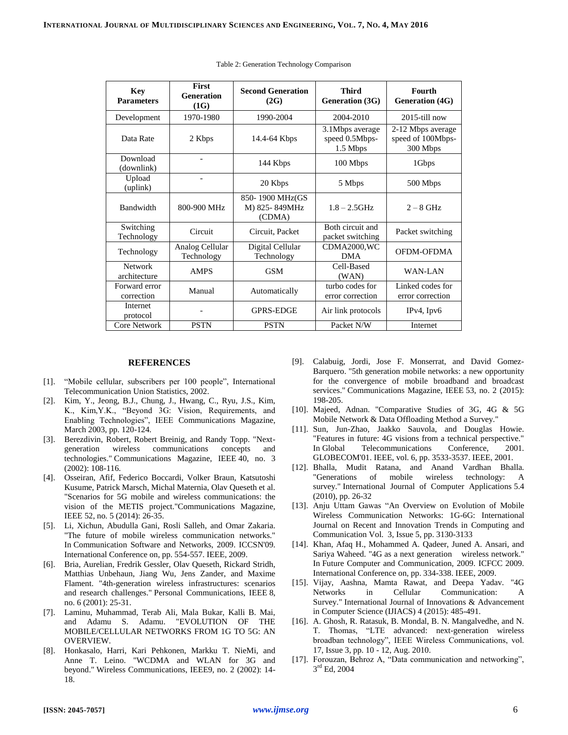Table 2: Generation Technology Comparison

| Key Parameters | First Generation (1G) | Second Generation (2G) | Third Generation (3G) | Fourth Generation (4G) |
|---|---|---|---|---|
| Development | 1970-1980 | 1990-2004 | 2004-2010 | 2015-till now |
| Data Rate | 2 Kbps | 14.4-64 Kbps | 3.1Mbps average speed 0.5Mbps-1.5 Mbps | 2-12 Mbps average speed of 100Mbps-300 Mbps |
| Download (downlink) | - | 144 Kbps | 100 Mbps | 1Gbps |
| Upload (uplink) | - | 20 Kbps | 5 Mbps | 500 Mbps |
| Bandwidth | 800-900 MHz | 850- 1900 MHz(GSM) 825- 849MHz (CDMA) | 1.8 – 2.5GHz | 2 – 8 GHz |
| Switching Technology | Circuit | Circuit, Packet | Both circuit and packet switching | Packet switching |
| Technology | Analog Cellular Technology | Digital Cellular Technology | CDMA2000,WCDMA | OFDM-OFDMA |
| Network architecture | AMPS | GSM | Cell-Based (WAN) | WAN-LAN |
| Forward error correction | Manual | Automatically | turbo codes for error correction | Linked codes for error correction |
| Internet protocol | - | GPRS-EDGE | Air link protocols | IPv4, Ipv6 |
| Core Network | PSTN | PSTN | Packet N/W | Internet |

## REFERENCES

[1]. "Mobile cellular, subscribers per 100 people", International Telecommunication Union Statistics, 2002.

[2]. Kim, Y., Jeong, B.J., Chung, J., Hwang, C., Ryu, J.S., Kim, K., Kim,Y.K., "Beyond 3G: Vision, Requirements, and Enabling Technologies", IEEE Communications Magazine, March 2003, pp. 120-124.

[3]. Berezdivin, Robert, Robert Breinig, and Randy Topp. "Next-generation wireless communications concepts and technologies." Communications Magazine, IEEE 40, no. 3 (2002): 108-116.

[4]. Osseiran, Afif, Federico Boccardi, Volker Braun, Katsutoshi Kusume, Patrick Marsch, Michal Maternia, Olav Queseth et al. "Scenarios for 5G mobile and wireless communications: the vision of the METIS project."Communications Magazine, IEEE 52, no. 5 (2014): 26-35.

[5]. Li, Xichun, Abudulla Gani, Rosli Salleh, and Omar Zakaria. "The future of mobile wireless communication networks." In Communication Software and Networks, 2009. ICCSN'09. International Conference on, pp. 554-557. IEEE, 2009.

[6]. Bria, Aurelian, Fredrik Gessler, Olav Queseth, Rickard Stridh, Matthias Unbehaun, Jiang Wu, Jens Zander, and Maxime Flament. "4th-generation wireless infrastructures: scenarios and research challenges." Personal Communications, IEEE 8, no. 6 (2001): 25-31.

[7]. Laminu, Muhammad, Terab Ali, Mala Bukar, Kalli B. Mai, and Adamu S. Adamu. "EVOLUTION OF THE MOBILE/CELLULAR NETWORKS FROM 1G TO 5G: AN OVERVIEW.

[8]. Honkasalo, Harri, Kari Pehkonen, Markku T. NieMi, and Anne T. Leino. "WCDMA and WLAN for 3G and beyond." Wireless Communications, IEEE9, no. 2 (2002): 14-18.

[9]. Calabuig, Jordi, Jose F. Monserrat, and David Gomez-Barquero. "5th generation mobile networks: a new opportunity for the convergence of mobile broadband and broadcast services." Communications Magazine, IEEE 53, no. 2 (2015): 198-205.

[10]. Majeed, Adnan. "Comparative Studies of 3G, 4G & 5G Mobile Network & Data Offloading Method a Survey."

[11]. Sun, Jun-Zhao, Jaakko Sauvola, and Douglas Howie. "Features in future: 4G visions from a technical perspective." In Global Telecommunications Conference, 2001. GLOBECOM'01. IEEE, vol. 6, pp. 3533-3537. IEEE, 2001.

[12]. Bhalla, Mudit Ratana, and Anand Vardhan Bhalla. "Generations of mobile wireless technology: A survey." International Journal of Computer Applications 5.4 (2010), pp. 26-32

[13]. Anju Uttam Gawas "An Overview on Evolution of Mobile Wireless Communication Networks: 1G-6G: International Journal on Recent and Innovation Trends in Computing and Communication Vol. 3, Issue 5, pp. 3130-3133

[14]. Khan, Afaq H., Mohammed A. Qadeer, Juned A. Ansari, and Sariya Waheed. "4G as a next generation wireless network." In Future Computer and Communication, 2009. ICFCC 2009. International Conference on, pp. 334-338. IEEE, 2009.

[15]. Vijay, Aashna, Mamta Rawat, and Deepa Yadav. "4G Networks in Cellular Communication: A Survey." International Journal of Innovations & Advancement in Computer Science (IJIACS) 4 (2015): 485-491.

[16]. A. Ghosh, R. Ratasuk, B. Mondal, B. N. Mangalvedhe, and N. T. Thomas, "LTE advanced: next-generation wireless broadband technology", IEEE Wireless Communications, vol. 17, Issue 3, pp. 10 - 12, Aug. 2010.

[17]. Forouzan, Behroz A, "Data communication and networking", 3rd Ed, 2004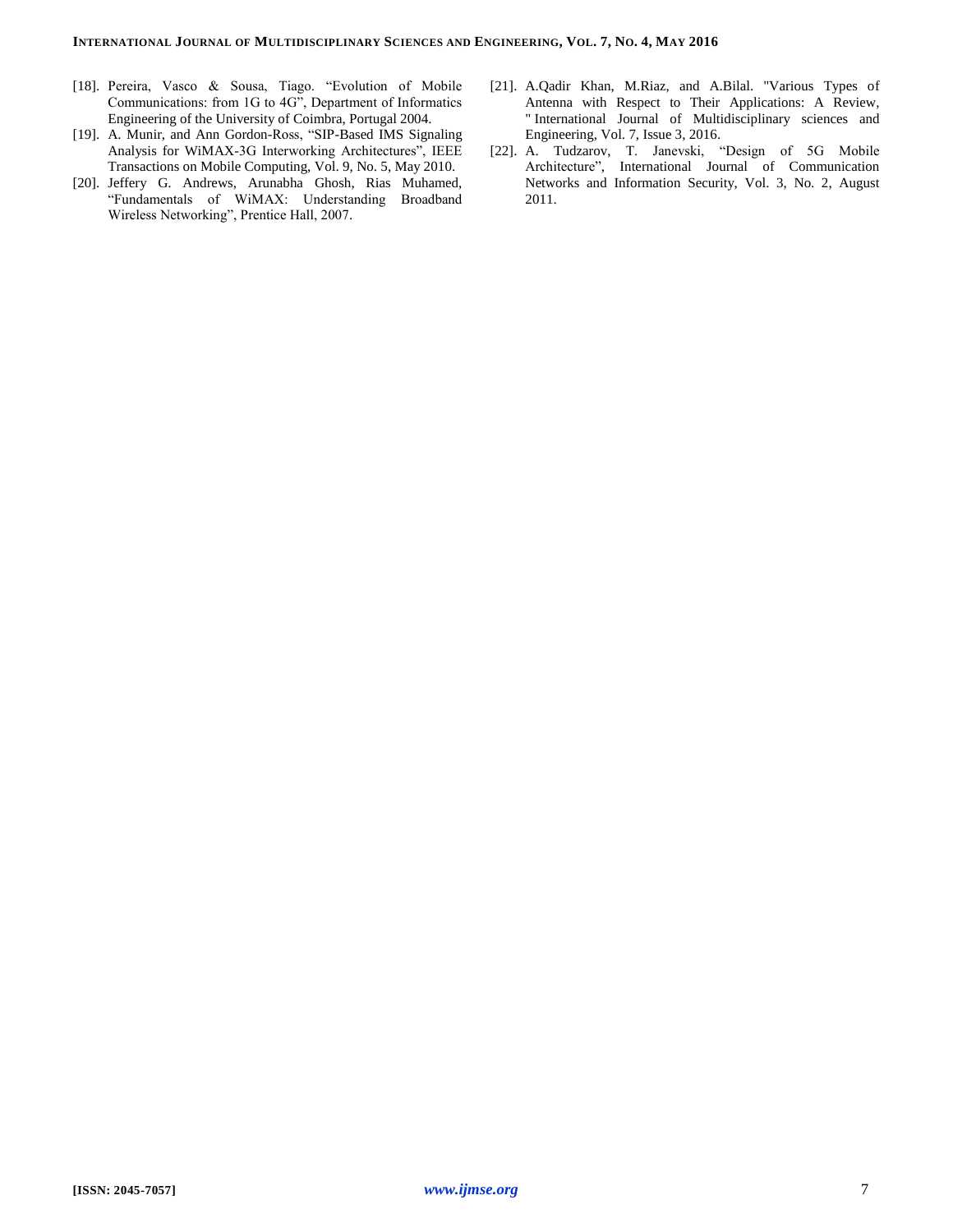[18]. Pereira, Vasco & Sousa, Tiago. "Evolution of Mobile Communications: from 1G to 4G", Department of Informatics Engineering of the University of Coimbra, Portugal 2004.

[19]. A. Munir, and Ann Gordon-Ross, "SIP-Based IMS Signaling Analysis for WiMAX-3G Interworking Architectures", IEEE Transactions on Mobile Computing, Vol. 9, No. 5, May 2010.

[20]. Jeffery G. Andrews, Arunabha Ghosh, Rias Muhamed, "Fundamentals of WiMAX: Understanding Broadband Wireless Networking", Prentice Hall, 2007.

[21]. A.Qadir Khan, M.Riaz, and A.Bilal. "Various Types of Antenna with Respect to Their Applications: A Review, " International Journal of Multidisciplinary sciences and Engineering, Vol. 7, Issue 3, 2016.

[22]. A. Tudzarov, T. Janevski, "Design of 5G Mobile Architecture", International Journal of Communication Networks and Information Security, Vol. 3, No. 2, August 2011.